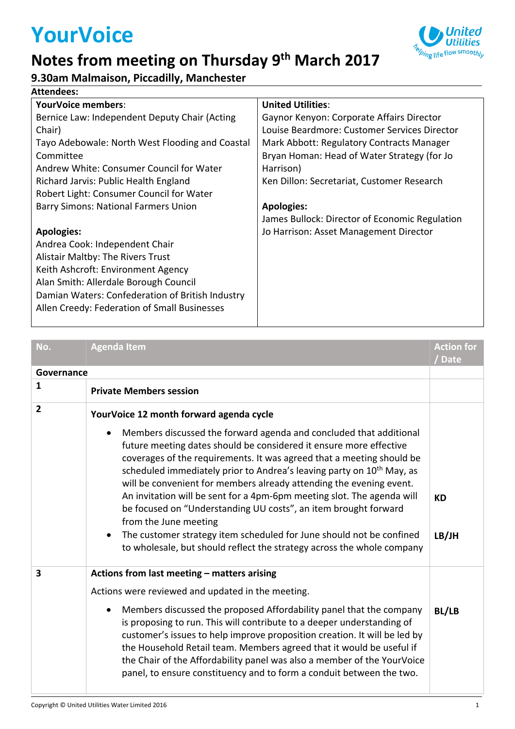# YourVoice

## Notes from meeting on Thursday 9th March 2017

### 9.30am Malmaison, Piccadilly, Manchester

**Attendees:**

| **YourVoice members**: | **United Utilities**: |
|---|---|
| Bernice Law: Independent Deputy Chair (Acting Chair)<br>Tayo Adebowale: North West Flooding and Coastal Committee<br>Andrew White: Consumer Council for Water<br>Richard Jarvis: Public Health England<br>Robert Light: Consumer Council for Water<br>Barry Simons: National Farmers Union<br><br>**Apologies:**<br>Andrea Cook: Independent Chair<br>Alistair Maltby: The Rivers Trust<br>Keith Ashcroft: Environment Agency<br>Alan Smith: Allerdale Borough Council<br>Damian Waters: Confederation of British Industry<br>Allen Creedy: Federation of Small Businesses | Gaynor Kenyon: Corporate Affairs Director<br>Louise Beardmore: Customer Services Director<br>Mark Abbott: Regulatory Contracts Manager<br>Bryan Homan: Head of Water Strategy (for Jo Harrison)<br>Ken Dillon: Secretariat, Customer Research<br><br>**Apologies:**<br>James Bullock: Director of Economic Regulation<br>Jo Harrison: Asset Management Director |

| No. | Agenda Item | Action for / Date |
|---|---|---|
| **Governance** | | |
| **1** | **Private Members session** | |
| **2** | **YourVoice 12 month forward agenda cycle**<br><br>• Members discussed the forward agenda and concluded that additional future meeting dates should be considered it ensure more effective coverages of the requirements. It was agreed that a meeting should be scheduled immediately prior to Andrea's leaving party on 10th May, as will be convenient for members already attending the evening event. An invitation will be sent for a 4pm-6pm meeting slot. The agenda will be focused on "Understanding UU costs", an item brought forward from the June meeting<br>• The customer strategy item scheduled for June should not be confined to wholesale, but should reflect the strategy across the whole company | **KD**<br><br>**LB/JH** |
| **3** | **Actions from last meeting – matters arising**<br><br>Actions were reviewed and updated in the meeting.<br><br>• Members discussed the proposed Affordability panel that the company is proposing to run. This will contribute to a deeper understanding of customer's issues to help improve proposition creation. It will be led by the Household Retail team. Members agreed that it would be useful if the Chair of the Affordability panel was also a member of the YourVoice panel, to ensure constituency and to form a conduit between the two. | **BL/LB** |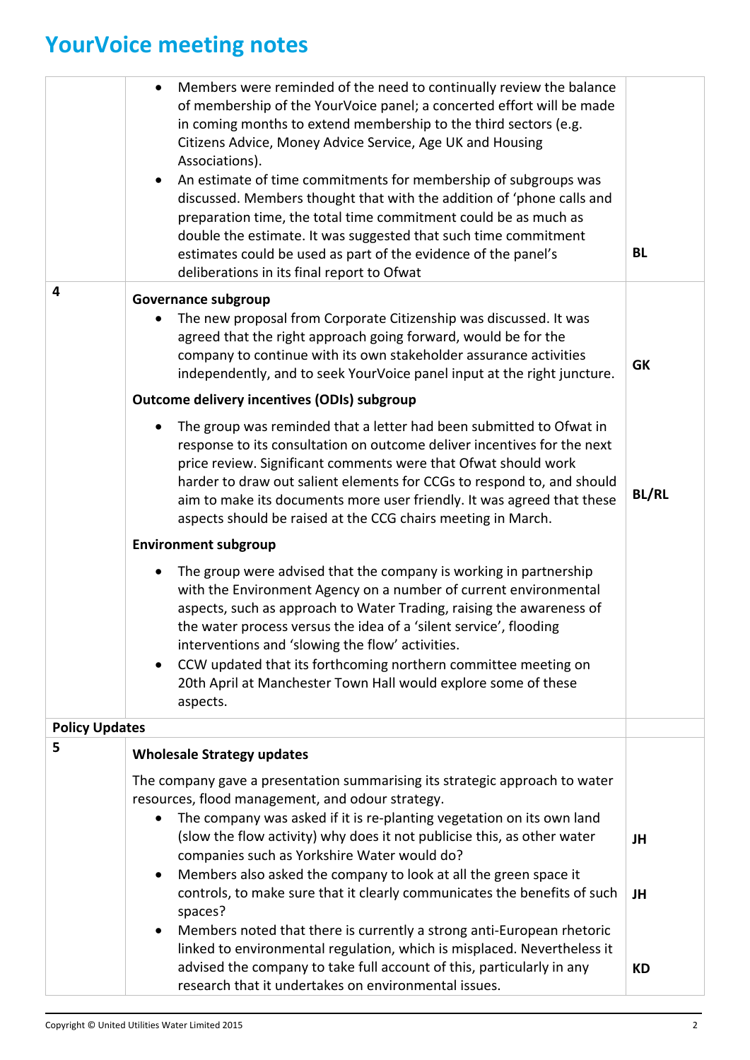# YourVoice meeting notes

| | | |
|---|---|---|
| | • Members were reminded of the need to continually review the balance of membership of the YourVoice panel; a concerted effort will be made in coming months to extend membership to the third sectors (e.g. Citizens Advice, Money Advice Service, Age UK and Housing Associations).<br>• An estimate of time commitments for membership of subgroups was discussed. Members thought that with the addition of 'phone calls and preparation time, the total time commitment could be as much as double the estimate. It was suggested that such time commitment estimates could be used as part of the evidence of the panel's deliberations in its final report to Ofwat | **BL** |
| **4** | **Governance subgroup**<br>• The new proposal from Corporate Citizenship was discussed. It was agreed that the right approach going forward, would be for the company to continue with its own stakeholder assurance activities independently, and to seek YourVoice panel input at the right juncture. | **GK** |
| | **Outcome delivery incentives (ODIs) subgroup**<br>• The group was reminded that a letter had been submitted to Ofwat in response to its consultation on outcome deliver incentives for the next price review. Significant comments were that Ofwat should work harder to draw out salient elements for CCGs to respond to, and should aim to make its documents more user friendly. It was agreed that these aspects should be raised at the CCG chairs meeting in March. | **BL/RL** |
| | **Environment subgroup**<br>• The group were advised that the company is working in partnership with the Environment Agency on a number of current environmental aspects, such as approach to Water Trading, raising the awareness of the water process versus the idea of a 'silent service', flooding interventions and 'slowing the flow' activities.<br>• CCW updated that its forthcoming northern committee meeting on 20th April at Manchester Town Hall would explore some of these aspects. | |
| **Policy Updates** | | |
| **5** | **Wholesale Strategy updates**<br>The company gave a presentation summarising its strategic approach to water resources, flood management, and odour strategy.<br>• The company was asked if it is re-planting vegetation on its own land (slow the flow activity) why does it not publicise this, as other water companies such as Yorkshire Water would do? | **JH** |
| | • Members also asked the company to look at all the green space it controls, to make sure that it clearly communicates the benefits of such spaces? | **JH** |
| | • Members noted that there is currently a strong anti-European rhetoric linked to environmental regulation, which is misplaced. Nevertheless it advised the company to take full account of this, particularly in any research that it undertakes on environmental issues. | **KD** |

Copyright © United Utilities Water Limited 2015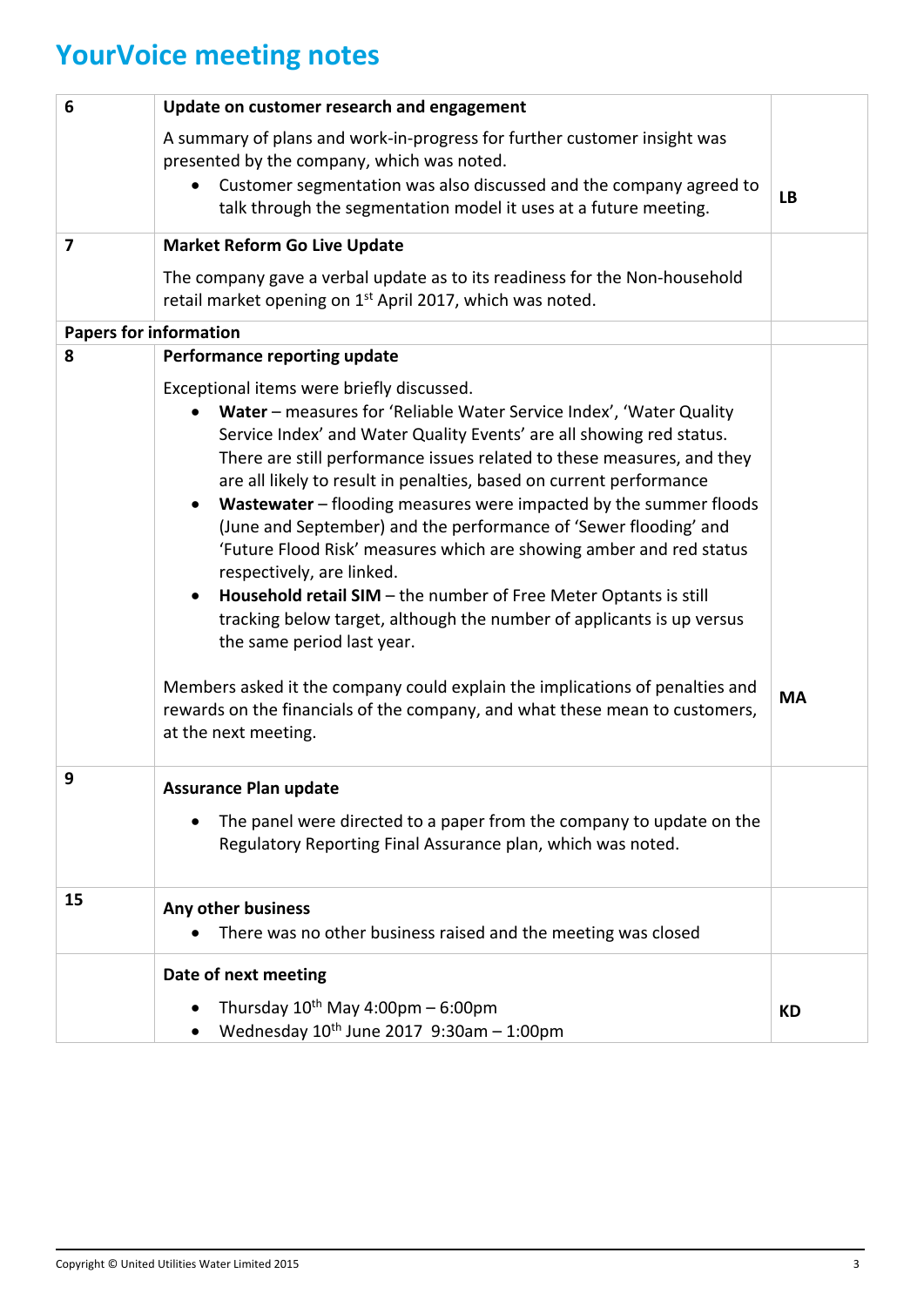# YourVoice meeting notes

| | | |
|---|---|---|
| **6** | **Update on customer research and engagement**<br><br>A summary of plans and work-in-progress for further customer insight was presented by the company, which was noted.<br>• Customer segmentation was also discussed and the company agreed to talk through the segmentation model it uses at a future meeting. | **LB** |
| **7** | **Market Reform Go Live Update**<br><br>The company gave a verbal update as to its readiness for the Non-household retail market opening on 1st April 2017, which was noted. | |
| **Papers for information** | | |
| **8** | **Performance reporting update**<br><br>Exceptional items were briefly discussed.<br>• **Water** – measures for 'Reliable Water Service Index', 'Water Quality Service Index' and Water Quality Events' are all showing red status. There are still performance issues related to these measures, and they are all likely to result in penalties, based on current performance<br>• **Wastewater** – flooding measures were impacted by the summer floods (June and September) and the performance of 'Sewer flooding' and 'Future Flood Risk' measures which are showing amber and red status respectively, are linked.<br>• **Household retail SIM** – the number of Free Meter Optants is still tracking below target, although the number of applicants is up versus the same period last year.<br><br>Members asked it the company could explain the implications of penalties and rewards on the financials of the company, and what these mean to customers, at the next meeting. | **MA** |
| **9** | **Assurance Plan update**<br><br>• The panel were directed to a paper from the company to update on the Regulatory Reporting Final Assurance plan, which was noted. | |
| **15** | **Any other business**<br>• There was no other business raised and the meeting was closed | |
| | **Date of next meeting**<br><br>• Thursday 10th May 4:00pm – 6:00pm<br>• Wednesday 10th June 2017 9:30am – 1:00pm | **KD** |